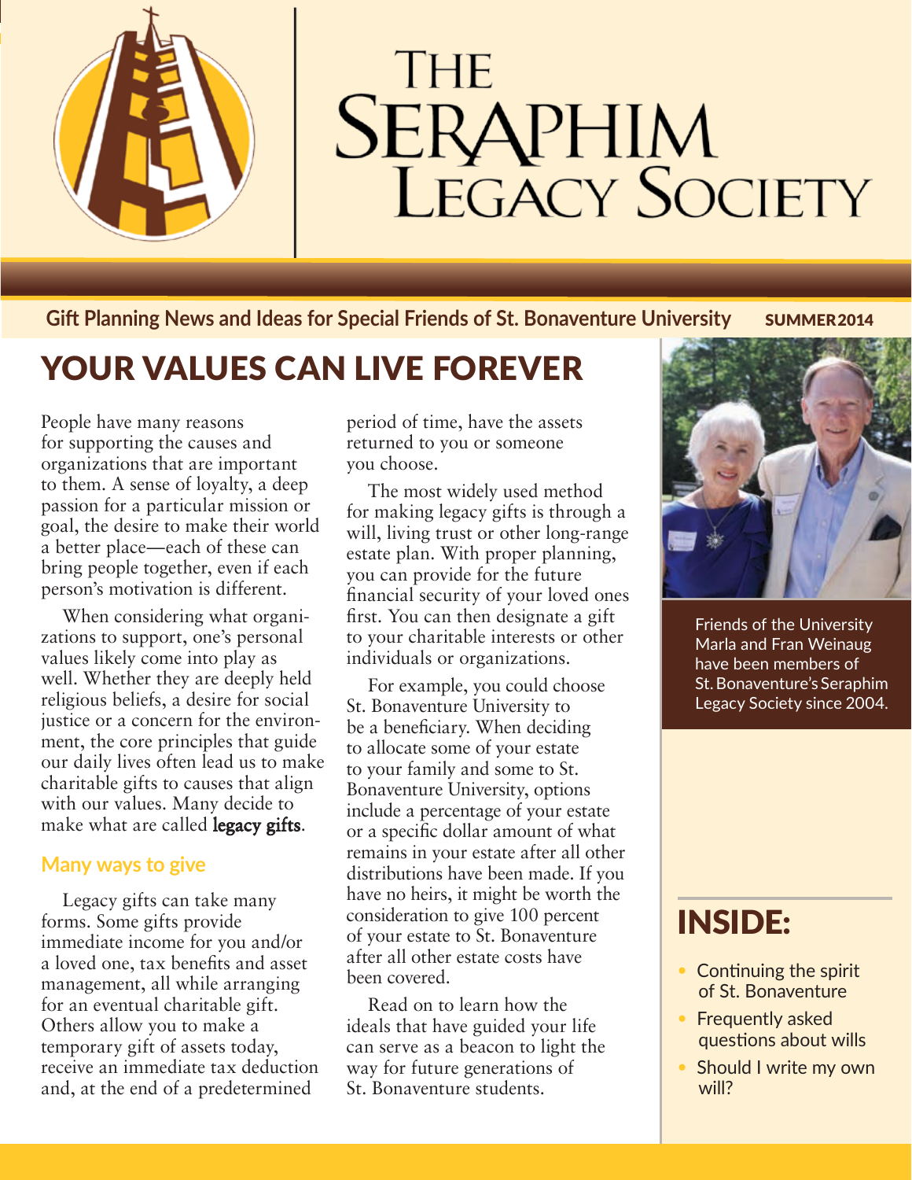# The Seraphim Legacy Society

**Gift Planning News and Ideas for Special Friends of St. Bonaventure University** SUMMER 2014

## YOUR VALUES CAN LIVE FOREVER

People have many reasons for supporting the causes and organizations that are important to them. A sense of loyalty, a deep passion for a particular mission or goal, the desire to make their world a better place—each of these can bring people together, even if each person's motivation is different.

When considering what organizations to support, one's personal values likely come into play as well. Whether they are deeply held religious beliefs, a desire for social justice or a concern for the environment, the core principles that guide our daily lives often lead us to make charitable gifts to causes that align with our values. Many decide to make what are called **legacy gifts**.

### Many ways to give

Legacy gifts can take many forms. Some gifts provide immediate income for you and/or a loved one, tax benefits and asset management, all while arranging for an eventual charitable gift. Others allow you to make a temporary gift of assets today, receive an immediate tax deduction and, at the end of a predetermined period of time, have the assets returned to you or someone you choose.

The most widely used method for making legacy gifts is through a will, living trust or other long-range estate plan. With proper planning, you can provide for the future financial security of your loved ones first. You can then designate a gift to your charitable interests or other individuals or organizations.

For example, you could choose St. Bonaventure University to be a beneficiary. When deciding to allocate some of your estate to your family and some to St. Bonaventure University, options include a percentage of your estate or a specific dollar amount of what remains in your estate after all other distributions have been made. If you have no heirs, it might be worth the consideration to give 100 percent of your estate to St. Bonaventure after all other estate costs have been covered.

Read on to learn how the ideals that have guided your life can serve as a beacon to light the way for future generations of St. Bonaventure students.

Friends of the University Marla and Fran Weinaug have been members of St. Bonaventure's Seraphim Legacy Society since 2004.

## INSIDE:

- Continuing the spirit of St. Bonaventure
- Frequently asked questions about wills
- Should I write my own will?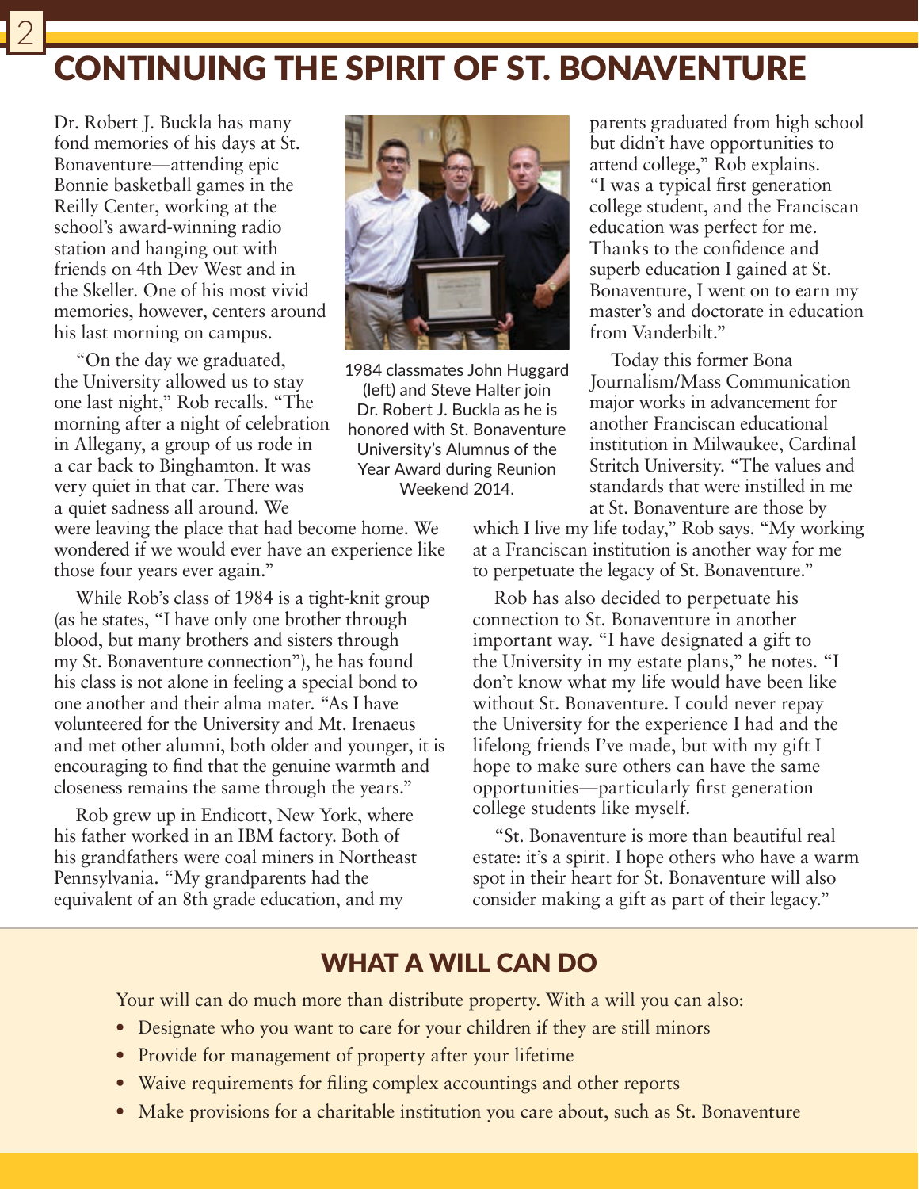# CONTINUING THE SPIRIT OF ST. BONAVENTURE

Dr. Robert J. Buckla has many fond memories of his days at St. Bonaventure—attending epic Bonnie basketball games in the Reilly Center, working at the school's award-winning radio station and hanging out with friends on 4th Dev West and in the Skeller. One of his most vivid memories, however, centers around his last morning on campus.

"On the day we graduated, the University allowed us to stay one last night," Rob recalls. "The morning after a night of celebration in Allegany, a group of us rode in a car back to Binghamton. It was very quiet in that car. There was a quiet sadness all around. We were leaving the place that had become home. We wondered if we would ever have an experience like those four years ever again."

1984 classmates John Huggard (left) and Steve Halter join Dr. Robert J. Buckla as he is honored with St. Bonaventure University's Alumnus of the Year Award during Reunion Weekend 2014.

While Rob's class of 1984 is a tight-knit group (as he states, "I have only one brother through blood, but many brothers and sisters through my St. Bonaventure connection"), he has found his class is not alone in feeling a special bond to one another and their alma mater. "As I have volunteered for the University and Mt. Irenaeus and met other alumni, both older and younger, it is encouraging to find that the genuine warmth and closeness remains the same through the years."

Rob grew up in Endicott, New York, where his father worked in an IBM factory. Both of his grandfathers were coal miners in Northeast Pennsylvania. "My grandparents had the equivalent of an 8th grade education, and my parents graduated from high school but didn't have opportunities to attend college," Rob explains. "I was a typical first generation college student, and the Franciscan education was perfect for me. Thanks to the confidence and superb education I gained at St. Bonaventure, I went on to earn my master's and doctorate in education from Vanderbilt."

Today this former Bona Journalism/Mass Communication major works in advancement for another Franciscan educational institution in Milwaukee, Cardinal Stritch University. "The values and standards that were instilled in me at St. Bonaventure are those by which I live my life today," Rob says. "My working at a Franciscan institution is another way for me to perpetuate the legacy of St. Bonaventure."

Rob has also decided to perpetuate his connection to St. Bonaventure in another important way. "I have designated a gift to the University in my estate plans," he notes. "I don't know what my life would have been like without St. Bonaventure. I could never repay the University for the experience I had and the lifelong friends I've made, but with my gift I hope to make sure others can have the same opportunities—particularly first generation college students like myself.

"St. Bonaventure is more than beautiful real estate: it's a spirit. I hope others who have a warm spot in their heart for St. Bonaventure will also consider making a gift as part of their legacy."

## WHAT A WILL CAN DO

Your will can do much more than distribute property. With a will you can also:

- Designate who you want to care for your children if they are still minors
- Provide for management of property after your lifetime
- Waive requirements for filing complex accountings and other reports
- Make provisions for a charitable institution you care about, such as St. Bonaventure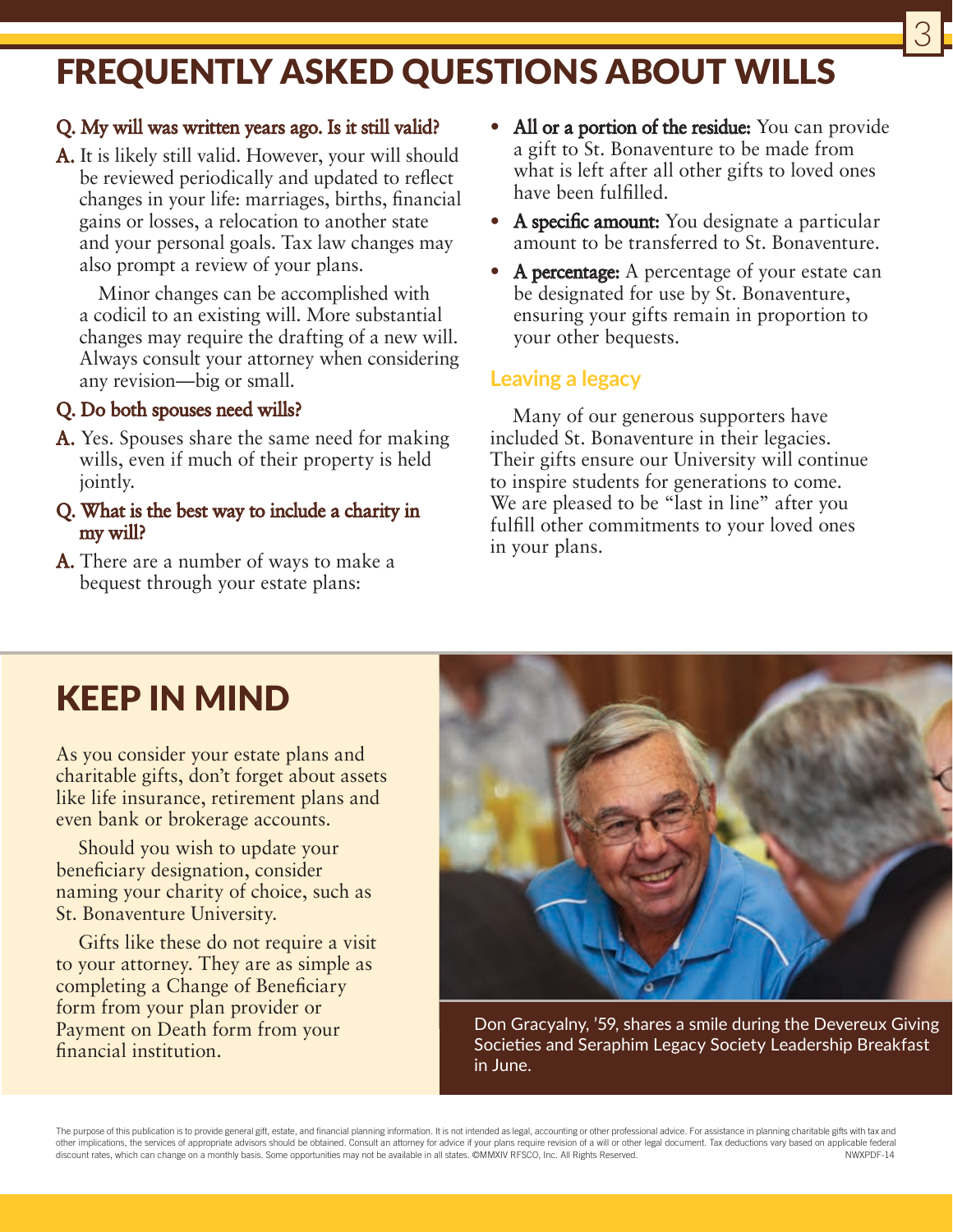# FREQUENTLY ASKED QUESTIONS ABOUT WILLS

**Q. My will was written years ago. Is it still valid?**

**A.** It is likely still valid. However, your will should be reviewed periodically and updated to reflect changes in your life: marriages, births, financial gains or losses, a relocation to another state and your personal goals. Tax law changes may also prompt a review of your plans.

Minor changes can be accomplished with a codicil to an existing will. More substantial changes may require the drafting of a new will. Always consult your attorney when considering any revision—big or small.

**Q. Do both spouses need wills?**

**A.** Yes. Spouses share the same need for making wills, even if much of their property is held jointly.

**Q. What is the best way to include a charity in my will?**

**A.** There are a number of ways to make a bequest through your estate plans:

- **All or a portion of the residue:** You can provide a gift to St. Bonaventure to be made from what is left after all other gifts to loved ones have been fulfilled.
- **A specific amount:** You designate a particular amount to be transferred to St. Bonaventure.
- **A percentage:** A percentage of your estate can be designated for use by St. Bonaventure, ensuring your gifts remain in proportion to your other bequests.

### Leaving a legacy

Many of our generous supporters have included St. Bonaventure in their legacies. Their gifts ensure our University will continue to inspire students for generations to come. We are pleased to be “last in line” after you fulfill other commitments to your loved ones in your plans.

## KEEP IN MIND

As you consider your estate plans and charitable gifts, don’t forget about assets like life insurance, retirement plans and even bank or brokerage accounts.

Should you wish to update your beneficiary designation, consider naming your charity of choice, such as St. Bonaventure University.

Gifts like these do not require a visit to your attorney. They are as simple as completing a Change of Beneficiary form from your plan provider or Payment on Death form from your financial institution.

Don Gracyalny, ’59, shares a smile during the Devereux Giving Societies and Seraphim Legacy Society Leadership Breakfast in June.

The purpose of this publication is to provide general gift, estate, and financial planning information. It is not intended as legal, accounting or other professional advice. For assistance in planning charitable gifts with tax and other implications, the services of appropriate advisors should be obtained. Consult an attorney for advice if your plans require revision of a will or other legal document. Tax deductions vary based on applicable federal discount rates, which can change on a monthly basis. Some opportunities may not be available in all states. ©MMXIV RFSCO, Inc. All Rights Reserved. NWXPDF-14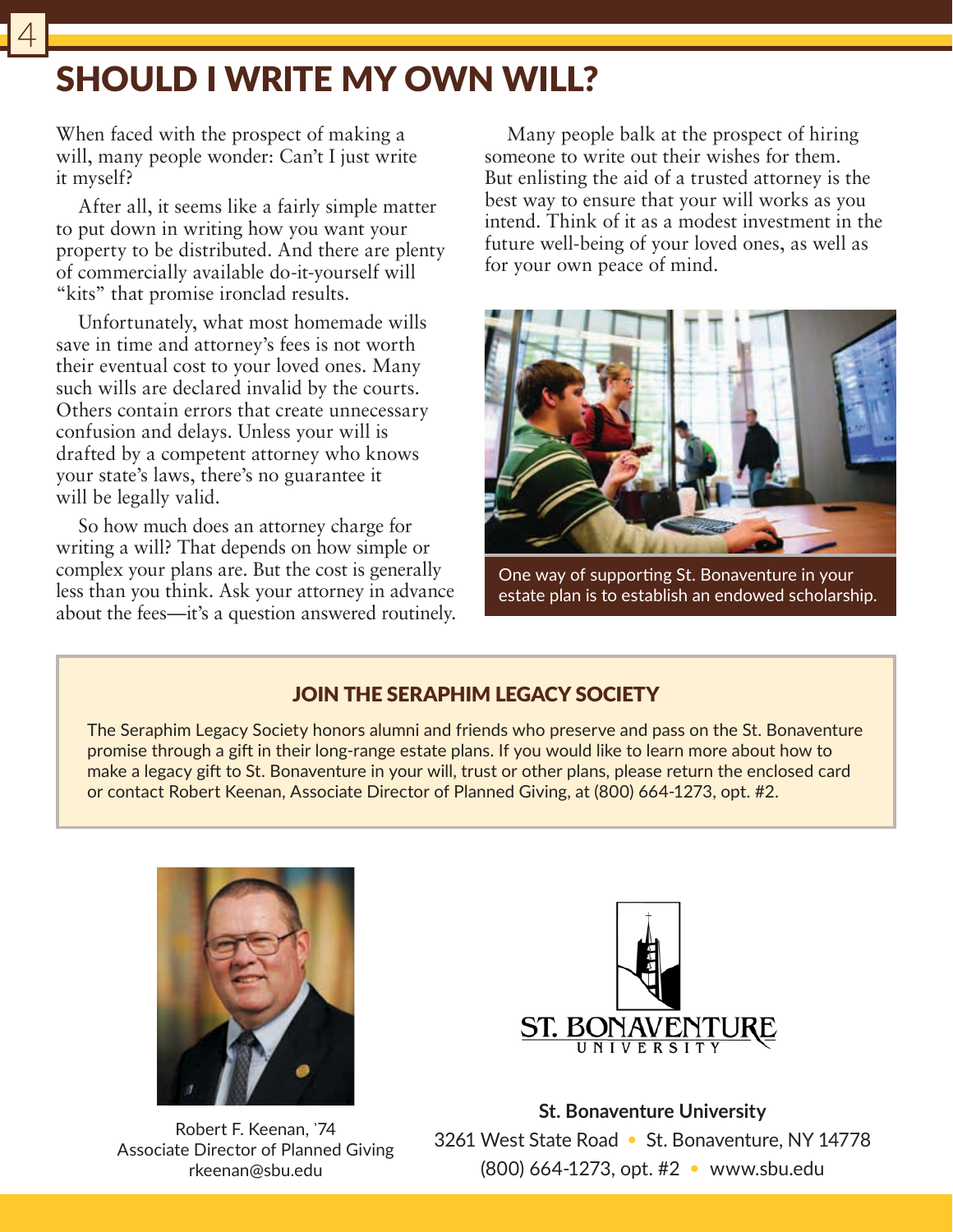# SHOULD I WRITE MY OWN WILL?

When faced with the prospect of making a will, many people wonder: Can't I just write it myself?

After all, it seems like a fairly simple matter to put down in writing how you want your property to be distributed. And there are plenty of commercially available do-it-yourself will "kits" that promise ironclad results.

Unfortunately, what most homemade wills save in time and attorney's fees is not worth their eventual cost to your loved ones. Many such wills are declared invalid by the courts. Others contain errors that create unnecessary confusion and delays. Unless your will is drafted by a competent attorney who knows your state's laws, there's no guarantee it will be legally valid.

So how much does an attorney charge for writing a will? That depends on how simple or complex your plans are. But the cost is generally less than you think. Ask your attorney in advance about the fees—it's a question answered routinely.

Many people balk at the prospect of hiring someone to write out their wishes for them. But enlisting the aid of a trusted attorney is the best way to ensure that your will works as you intend. Think of it as a modest investment in the future well-being of your loved ones, as well as for your own peace of mind.

One way of supporting St. Bonaventure in your estate plan is to establish an endowed scholarship.

## JOIN THE SERAPHIM LEGACY SOCIETY

The Seraphim Legacy Society honors alumni and friends who preserve and pass on the St. Bonaventure promise through a gift in their long-range estate plans. If you would like to learn more about how to make a legacy gift to St. Bonaventure in your will, trust or other plans, please return the enclosed card or contact Robert Keenan, Associate Director of Planned Giving, at (800) 664-1273, opt. #2.

Robert F. Keenan, '74
Associate Director of Planned Giving
rkeenan@sbu.edu

ST. BONAVENTURE UNIVERSITY

**St. Bonaventure University**
3261 West State Road • St. Bonaventure, NY 14778
(800) 664-1273, opt. #2 • www.sbu.edu